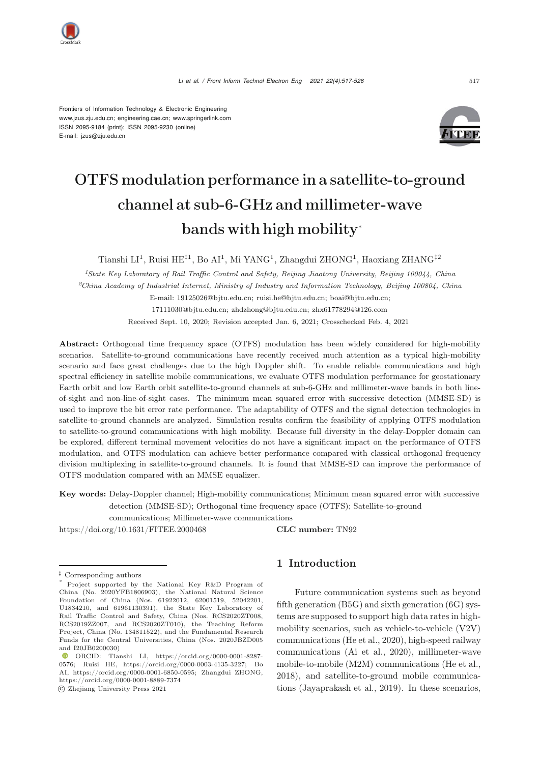Frontiers of Information Technology & Electronic Engineering
www.jzus.zju.edu.cn; engineering.cae.cn; www.springerlink.com
ISSN 2095-9184 (print); ISSN 2095-9230 (online)
E-mail: jzus@zju.edu.cn

# OTFS modulation performance in a satellite-to-ground channel at sub-6-GHz and millimeter-wave bands with high mobility*

Tianshi LI[1], Ruisi HE[‡1], Bo AI[1], Mi YANG[1], Zhangdui ZHONG[1], Haoxiang ZHANG[‡2]

[1]*State Key Laboratory of Rail Traffic Control and Safety, Beijing Jiaotong University, Beijing 100044, China*

[2]*China Academy of Industrial Internet, Ministry of Industry and Information Technology, Beijing 100804, China*

E-mail: 19125026@bjtu.edu.cn; ruisi.he@bjtu.edu.cn; boai@bjtu.edu.cn; 17111030@bjtu.edu.cn; zhdzhong@bjtu.edu.cn; zhx61778294@126.com

Received Sept. 10, 2020; Revision accepted Jan. 6, 2021; Crosschecked Feb. 4, 2021

**Abstract:** Orthogonal time frequency space (OTFS) modulation has been widely considered for high-mobility scenarios. Satellite-to-ground communications have recently received much attention as a typical high-mobility scenario and face great challenges due to the high Doppler shift. To enable reliable communications and high spectral efficiency in satellite mobile communications, we evaluate OTFS modulation performance for geostationary Earth orbit and low Earth orbit satellite-to-ground channels at sub-6-GHz and millimeter-wave bands in both line-of-sight and non-line-of-sight cases. The minimum mean squared error with successive detection (MMSE-SD) is used to improve the bit error rate performance. The adaptability of OTFS and the signal detection technologies in satellite-to-ground channels are analyzed. Simulation results confirm the feasibility of applying OTFS modulation to satellite-to-ground communications with high mobility. Because full diversity in the delay-Doppler domain can be explored, different terminal movement velocities do not have a significant impact on the performance of OTFS modulation, and OTFS modulation can achieve better performance compared with classical orthogonal frequency division multiplexing in satellite-to-ground channels. It is found that MMSE-SD can improve the performance of OTFS modulation compared with an MMSE equalizer.

**Key words:** Delay-Doppler channel; High-mobility communications; Minimum mean squared error with successive detection (MMSE-SD); Orthogonal time frequency space (OTFS); Satellite-to-ground communications; Millimeter-wave communications

https://doi.org/10.1631/FITEE.2000468 **CLC number:** TN92

## 1 Introduction

Future communication systems such as beyond fifth generation (B5G) and sixth generation (6G) systems are supposed to support high data rates in high-mobility scenarios, such as vehicle-to-vehicle (V2V) communications (He et al., 2020), high-speed railway communications (Ai et al., 2020), millimeter-wave mobile-to-mobile (M2M) communications (He et al., 2018), and satellite-to-ground mobile communications (Jayaprakash et al., 2019). In these scenarios,

---

‡ Corresponding authors

\* Project supported by the National Key R&D Program of China (No. 2020YFB1806903), the National Natural Science Foundation of China (Nos. 61922012, 62001519, 52042201, U1834210, and 61961130391), the State Key Laboratory of Rail Traffic Control and Safety, China (Nos. RCS2020ZT008, RCS2019ZZ007, and RCS2020ZT010), the Teaching Reform Project, China (No. 134811522), and the Fundamental Research Funds for the Central Universities, China (Nos. 2020JBZD005 and I20JB0200030)

ORCID: Tianshi LI, https://orcid.org/0000-0001-8287-0576; Ruisi HE, https://orcid.org/0000-0003-4135-3227; Bo AI, https://orcid.org/0000-0001-6850-0595; Zhangdui ZHONG, https://orcid.org/0000-0001-8889-7374

© Zhejiang University Press 2021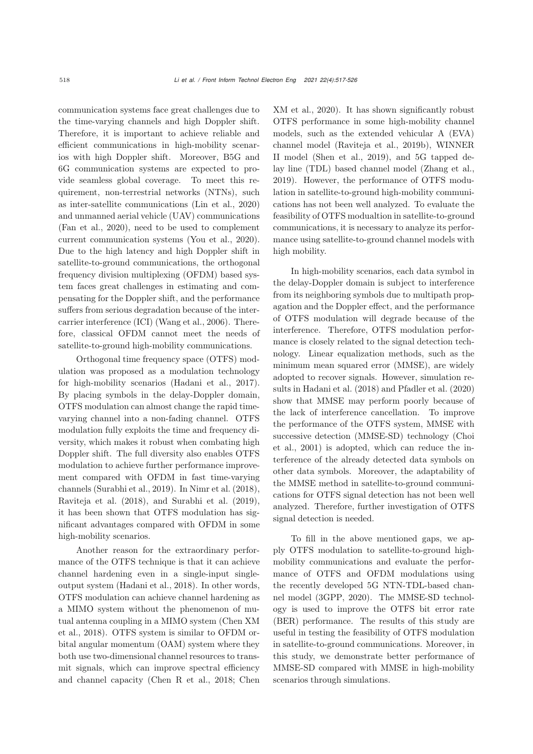communication systems face great challenges due to the time-varying channels and high Doppler shift. Therefore, it is important to achieve reliable and efficient communications in high-mobility scenarios with high Doppler shift. Moreover, B5G and 6G communication systems are expected to provide seamless global coverage. To meet this requirement, non-terrestrial networks (NTNs), such as inter-satellite communications (Lin et al., 2020) and unmanned aerial vehicle (UAV) communications (Fan et al., 2020), need to be used to complement current communication systems (You et al., 2020). Due to the high latency and high Doppler shift in satellite-to-ground communications, the orthogonal frequency division multiplexing (OFDM) based system faces great challenges in estimating and compensating for the Doppler shift, and the performance suffers from serious degradation because of the intercarrier interference (ICI) (Wang et al., 2006). Therefore, classical OFDM cannot meet the needs of satellite-to-ground high-mobility communications.

Orthogonal time frequency space (OTFS) modulation was proposed as a modulation technology for high-mobility scenarios (Hadani et al., 2017). By placing symbols in the delay-Doppler domain, OTFS modulation can almost change the rapid time-varying channel into a non-fading channel. OTFS modulation fully exploits the time and frequency diversity, which makes it robust when combating high Doppler shift. The full diversity also enables OTFS modulation to achieve further performance improvement compared with OFDM in fast time-varying channels (Surabhi et al., 2019). In Nimr et al. (2018), Raviteja et al. (2018), and Surabhi et al. (2019), it has been shown that OTFS modulation has significant advantages compared with OFDM in some high-mobility scenarios.

Another reason for the extraordinary performance of the OTFS technique is that it can achieve channel hardening even in a single-input single-output system (Hadani et al., 2018). In other words, OTFS modulation can achieve channel hardening as a MIMO system without the phenomenon of mutual antenna coupling in a MIMO system (Chen XM et al., 2018). OTFS system is similar to OFDM orbital angular momentum (OAM) system where they both use two-dimensional channel resources to transmit signals, which can improve spectral efficiency and channel capacity (Chen R et al., 2018; Chen XM et al., 2020). It has shown significantly robust OTFS performance in some high-mobility channel models, such as the extended vehicular A (EVA) channel model (Raviteja et al., 2019b), WINNER II model (Shen et al., 2019), and 5G tapped delay line (TDL) based channel model (Zhang et al., 2019). However, the performance of OTFS modulation in satellite-to-ground high-mobility communications has not been well analyzed. To evaluate the feasibility of OTFS modualtion in satellite-to-ground communications, it is necessary to analyze its performance using satellite-to-ground channel models with high mobility.

In high-mobility scenarios, each data symbol in the delay-Doppler domain is subject to interference from its neighboring symbols due to multipath propagation and the Doppler effect, and the performance of OTFS modulation will degrade because of the interference. Therefore, OTFS modulation performance is closely related to the signal detection technology. Linear equalization methods, such as the minimum mean squared error (MMSE), are widely adopted to recover signals. However, simulation results in Hadani et al. (2018) and Pfadler et al. (2020) show that MMSE may perform poorly because of the lack of interference cancellation. To improve the performance of the OTFS system, MMSE with successive detection (MMSE-SD) technology (Choi et al., 2001) is adopted, which can reduce the interference of the already detected data symbols on other data symbols. Moreover, the adaptability of the MMSE method in satellite-to-ground communications for OTFS signal detection has not been well analyzed. Therefore, further investigation of OTFS signal detection is needed.

To fill in the above mentioned gaps, we apply OTFS modulation to satellite-to-ground high-mobility communications and evaluate the performance of OTFS and OFDM modulations using the recently developed 5G NTN-TDL-based channel model (3GPP, 2020). The MMSE-SD technology is used to improve the OTFS bit error rate (BER) performance. The results of this study are useful in testing the feasibility of OTFS modulation in satellite-to-ground communications. Moreover, in this study, we demonstrate better performance of MMSE-SD compared with MMSE in high-mobility scenarios through simulations.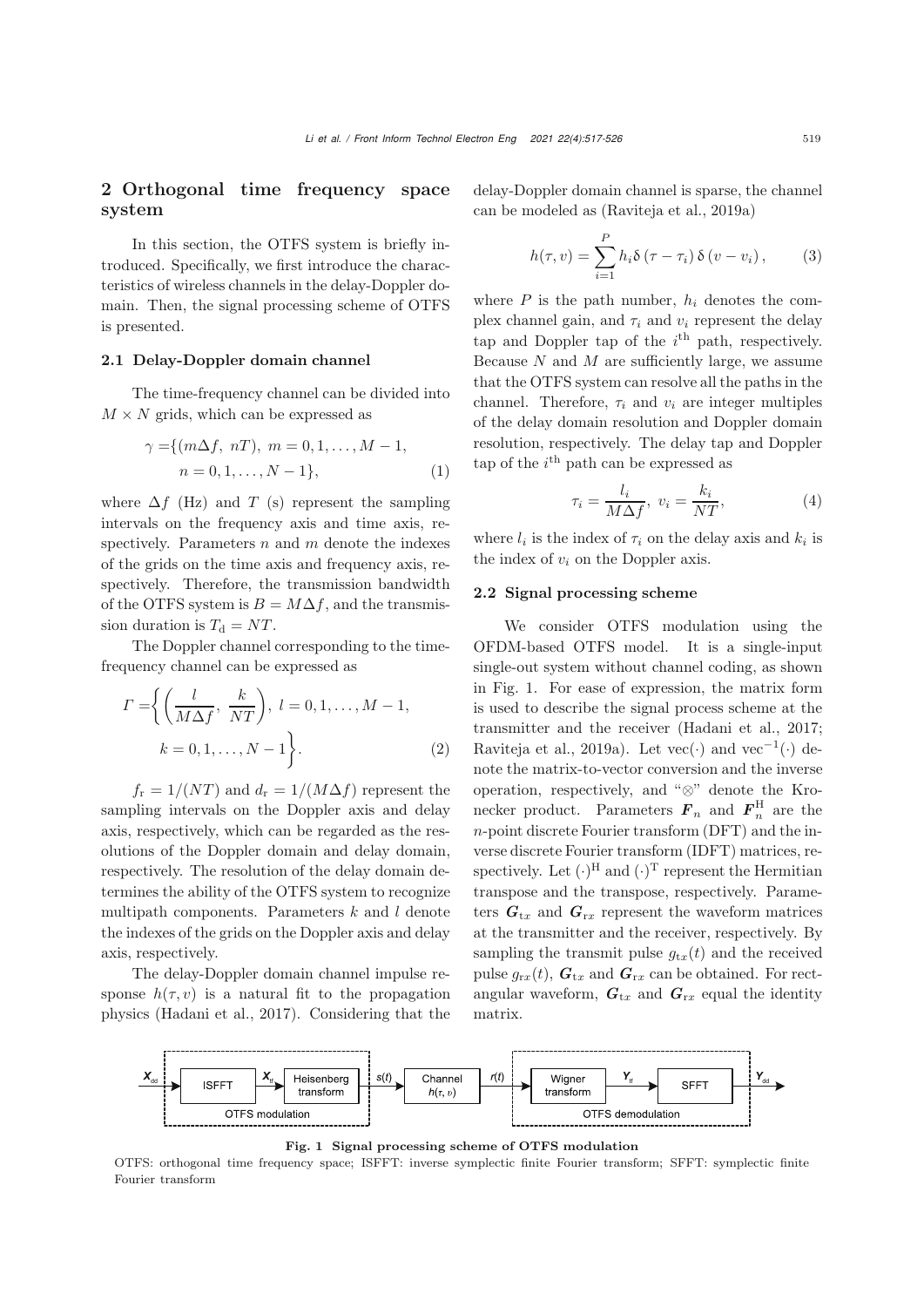## 2 Orthogonal time frequency space system

In this section, the OTFS system is briefly introduced. Specifically, we first introduce the characteristics of wireless channels in the delay-Doppler domain. Then, the signal processing scheme of OTFS is presented.

### 2.1 Delay-Doppler domain channel

The time-frequency channel can be divided into $M \times N$ grids, which can be expressed as

$$\begin{aligned}\gamma = &\{(m\Delta f,\ nT),\ m = 0, 1, \ldots, M-1, \\ &n = 0, 1, \ldots, N-1\},\end{aligned} \tag{1}$$

where $\Delta f$ (Hz) and $T$ (s) represent the sampling intervals on the frequency axis and time axis, respectively. Parameters $n$ and $m$ denote the indexes of the grids on the time axis and frequency axis, respectively. Therefore, the transmission bandwidth of the OTFS system is $B = M\Delta f$, and the transmission duration is $T_\mathrm{d} = NT$.

The Doppler channel corresponding to the time-frequency channel can be expressed as

$$\begin{aligned}\varGamma = &\left\{ \left( \frac{l}{M\Delta f},\ \frac{k}{NT} \right),\ l = 0, 1, \ldots, M-1, \right. \\ &\left. k = 0, 1, \ldots, N-1 \right\}.\end{aligned} \tag{2}$$

$f_\mathrm{r} = 1/(NT)$ and $d_\mathrm{r} = 1/(M\Delta f)$ represent the sampling intervals on the Doppler axis and delay axis, respectively, which can be regarded as the resolutions of the Doppler domain and delay domain, respectively. The resolution of the delay domain determines the ability of the OTFS system to recognize multipath components. Parameters $k$ and $l$ denote the indexes of the grids on the Doppler axis and delay axis, respectively.

The delay-Doppler domain channel impulse response $h(\tau, v)$ is a natural fit to the propagation physics (Hadani et al., 2017). Considering that the delay-Doppler domain channel is sparse, the channel can be modeled as (Raviteja et al., 2019a)

$$h(\tau, v) = \sum_{i=1}^{P} h_i \delta\left(\tau - \tau_i\right) \delta\left(v - v_i\right), \tag{3}$$

where $P$ is the path number, $h_i$ denotes the complex channel gain, and $\tau_i$ and $v_i$ represent the delay tap and Doppler tap of the $i^\mathrm{th}$ path, respectively. Because $N$ and $M$ are sufficiently large, we assume that the OTFS system can resolve all the paths in the channel. Therefore, $\tau_i$ and $v_i$ are integer multiples of the delay domain resolution and Doppler domain resolution, respectively. The delay tap and Doppler tap of the $i^\mathrm{th}$ path can be expressed as

$$\tau_i = \frac{l_i}{M\Delta f},\ v_i = \frac{k_i}{NT}, \tag{4}$$

where $l_i$ is the index of $\tau_i$ on the delay axis and $k_i$ is the index of $v_i$ on the Doppler axis.

### 2.2 Signal processing scheme

We consider OTFS modulation using the OFDM-based OTFS model. It is a single-input single-out system without channel coding, as shown in Fig. 1. For ease of expression, the matrix form is used to describe the signal process scheme at the transmitter and the receiver (Hadani et al., 2017; Raviteja et al., 2019a). Let $\mathrm{vec}(\cdot)$ and $\mathrm{vec}^{-1}(\cdot)$ denote the matrix-to-vector conversion and the inverse operation, respectively, and "$\otimes$" denote the Kronecker product. Parameters $\boldsymbol{F}_n$ and $\boldsymbol{F}_n^\mathrm{H}$ are the $n$-point discrete Fourier transform (DFT) and the inverse discrete Fourier transform (IDFT) matrices, respectively. Let $(\cdot)^\mathrm{H}$ and $(\cdot)^\mathrm{T}$ represent the Hermitian transpose and the transpose, respectively. Parameters $\boldsymbol{G}_{\mathrm{t}x}$ and $\boldsymbol{G}_{\mathrm{r}x}$ represent the waveform matrices at the transmitter and the receiver, respectively. By sampling the transmit pulse $g_{\mathrm{t}x}(t)$ and the received pulse $g_{\mathrm{r}x}(t)$, $\boldsymbol{G}_{\mathrm{t}x}$ and $\boldsymbol{G}_{\mathrm{r}x}$ can be obtained. For rectangular waveform, $\boldsymbol{G}_{\mathrm{t}x}$ and $\boldsymbol{G}_{\mathrm{r}x}$ equal the identity matrix.

**Fig. 1 Signal processing scheme of OTFS modulation**

OTFS: orthogonal time frequency space; ISFFT: inverse symplectic finite Fourier transform; SFFT: symplectic finite Fourier transform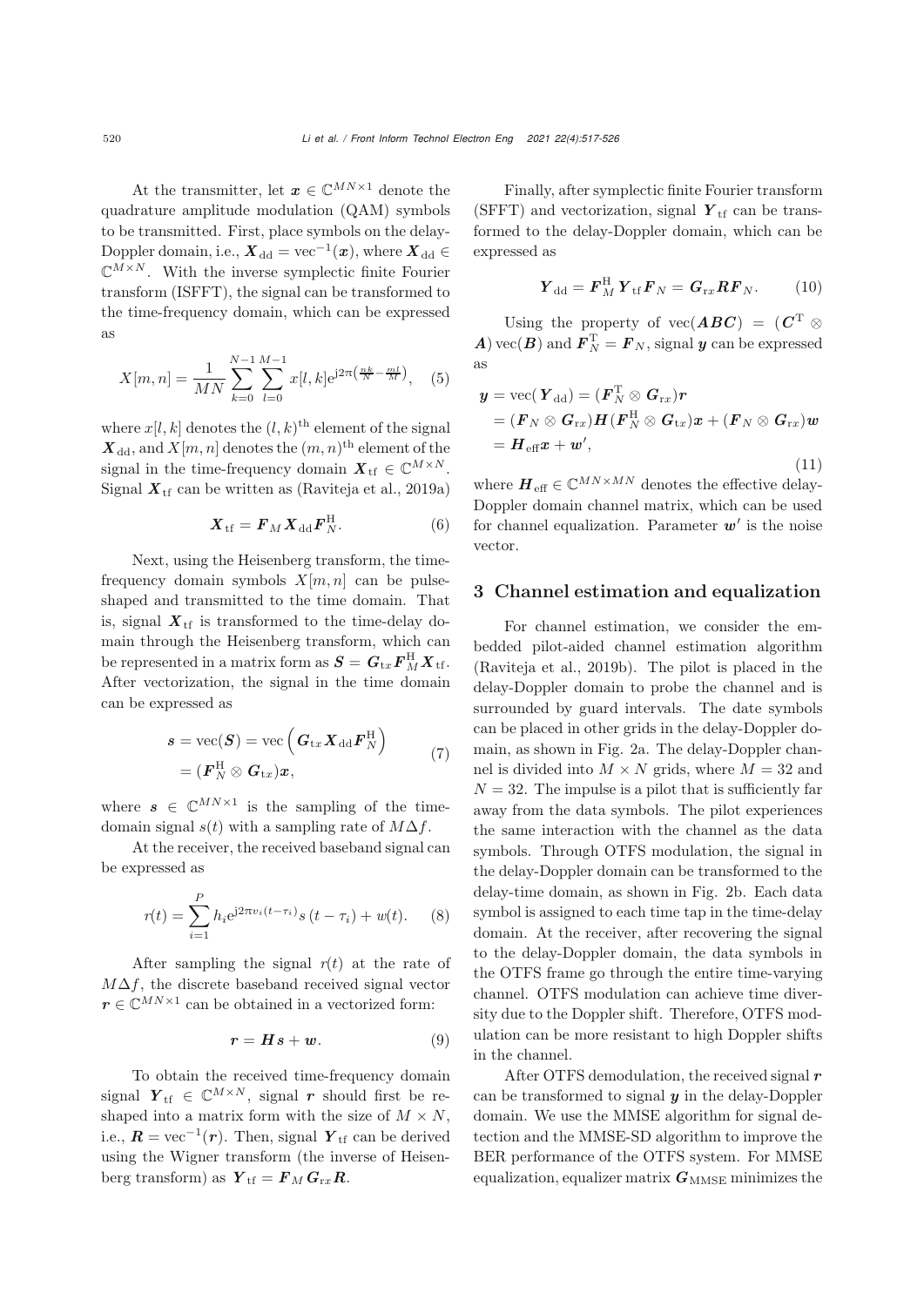At the transmitter, let $\boldsymbol{x} \in \mathbb{C}^{MN\times 1}$ denote the quadrature amplitude modulation (QAM) symbols to be transmitted. First, place symbols on the delay-Doppler domain, i.e., $\boldsymbol{X}_{\rm dd} = \text{vec}^{-1}(\boldsymbol{x})$, where $\boldsymbol{X}_{\rm dd} \in \mathbb{C}^{M\times N}$. With the inverse symplectic finite Fourier transform (ISFFT), the signal can be transformed to the time-frequency domain, which can be expressed as

$$X[m,n] = \frac{1}{MN}\sum_{k=0}^{N-1}\sum_{l=0}^{M-1} x[l,k]\mathrm{e}^{\mathrm{j}2\pi\left(\frac{nk}{N}-\frac{ml}{M}\right)}, \quad (5)$$

where $x[l,k]$ denotes the $(l,k)^{\rm th}$ element of the signal $\boldsymbol{X}_{\rm dd}$, and $X[m,n]$ denotes the $(m,n)^{\rm th}$ element of the signal in the time-frequency domain $\boldsymbol{X}_{\rm tf} \in \mathbb{C}^{M\times N}$. Signal $\boldsymbol{X}_{\rm tf}$ can be written as (Raviteja et al., 2019a)

$$\boldsymbol{X}_{\rm tf} = \boldsymbol{F}_M \boldsymbol{X}_{\rm dd} \boldsymbol{F}_N^{\rm H}. \quad (6)$$

Next, using the Heisenberg transform, the time-frequency domain symbols $X[m,n]$ can be pulse-shaped and transmitted to the time domain. That is, signal $\boldsymbol{X}_{\rm tf}$ is transformed to the time-delay domain through the Heisenberg transform, which can be represented in a matrix form as $\boldsymbol{S} = \boldsymbol{G}_{\rm tx}\boldsymbol{F}_M^{\rm H}\boldsymbol{X}_{\rm tf}$. After vectorization, the signal in the time domain can be expressed as

$$\begin{aligned}\boldsymbol{s} &= \text{vec}(\boldsymbol{S}) = \text{vec}\left(\boldsymbol{G}_{\rm tx}\boldsymbol{X}_{\rm dd}\boldsymbol{F}_N^{\rm H}\right) \\ &= (\boldsymbol{F}_N^{\rm H}\otimes \boldsymbol{G}_{\rm tx})\boldsymbol{x},\end{aligned} \quad (7)$$

where $\boldsymbol{s} \in \mathbb{C}^{MN\times 1}$ is the sampling of the time-domain signal $s(t)$ with a sampling rate of $M\Delta f$.

At the receiver, the received baseband signal can be expressed as

$$r(t) = \sum_{i=1}^{P} h_i \mathrm{e}^{\mathrm{j}2\pi v_i(t-\tau_i)} s\left(t-\tau_i\right) + w(t). \quad (8)$$

After sampling the signal $r(t)$ at the rate of $M\Delta f$, the discrete baseband received signal vector $\boldsymbol{r} \in \mathbb{C}^{MN\times 1}$ can be obtained in a vectorized form:

$$\boldsymbol{r} = \boldsymbol{H}\boldsymbol{s} + \boldsymbol{w}. \quad (9)$$

To obtain the received time-frequency domain signal $\boldsymbol{Y}_{\rm tf} \in \mathbb{C}^{M\times N}$, signal $\boldsymbol{r}$ should first be reshaped into a matrix form with the size of $M\times N$, i.e., $\boldsymbol{R} = \text{vec}^{-1}(\boldsymbol{r})$. Then, signal $\boldsymbol{Y}_{\rm tf}$ can be derived using the Wigner transform (the inverse of Heisenberg transform) as $\boldsymbol{Y}_{\rm tf} = \boldsymbol{F}_M\boldsymbol{G}_{\rm rx}\boldsymbol{R}$.

Finally, after symplectic finite Fourier transform (SFFT) and vectorization, signal $\boldsymbol{Y}_{\rm tf}$ can be transformed to the delay-Doppler domain, which can be expressed as

$$\boldsymbol{Y}_{\rm dd} = \boldsymbol{F}_M^{\rm H}\boldsymbol{Y}_{\rm tf}\boldsymbol{F}_N = \boldsymbol{G}_{\rm rx}\boldsymbol{R}\boldsymbol{F}_N. \quad (10)$$

Using the property of $\text{vec}(\boldsymbol{ABC}) = (\boldsymbol{C}^{\rm T}\otimes \boldsymbol{A})\,\text{vec}(\boldsymbol{B})$ and $\boldsymbol{F}_N^{\rm T} = \boldsymbol{F}_N$, signal $\boldsymbol{y}$ can be expressed as

$$\begin{aligned}\boldsymbol{y} &= \text{vec}(\boldsymbol{Y}_{\rm dd}) = (\boldsymbol{F}_N^{\rm T}\otimes \boldsymbol{G}_{\rm rx})\boldsymbol{r} \\ &= (\boldsymbol{F}_N\otimes \boldsymbol{G}_{\rm rx})\boldsymbol{H}(\boldsymbol{F}_N^{\rm H}\otimes \boldsymbol{G}_{\rm tx})\boldsymbol{x} + (\boldsymbol{F}_N\otimes \boldsymbol{G}_{\rm rx})\boldsymbol{w} \\ &= \boldsymbol{H}_{\rm eff}\boldsymbol{x} + \boldsymbol{w}',\end{aligned} \quad (11)$$

where $\boldsymbol{H}_{\rm eff} \in \mathbb{C}^{MN\times MN}$ denotes the effective delay-Doppler domain channel matrix, which can be used for channel equalization. Parameter $\boldsymbol{w}'$ is the noise vector.

## 3 Channel estimation and equalization

For channel estimation, we consider the embedded pilot-aided channel estimation algorithm (Raviteja et al., 2019b). The pilot is placed in the delay-Doppler domain to probe the channel and is surrounded by guard intervals. The date symbols can be placed in other grids in the delay-Doppler domain, as shown in Fig. 2a. The delay-Doppler channel is divided into $M\times N$ grids, where $M = 32$ and $N = 32$. The impulse is a pilot that is sufficiently far away from the data symbols. The pilot experiences the same interaction with the channel as the data symbols. Through OTFS modulation, the signal in the delay-Doppler domain can be transformed to the delay-time domain, as shown in Fig. 2b. Each data symbol is assigned to each time tap in the time-delay domain. At the receiver, after recovering the signal to the delay-Doppler domain, the data symbols in the OTFS frame go through the entire time-varying channel. OTFS modulation can achieve time diversity due to the Doppler shift. Therefore, OTFS modulation can be more resistant to high Doppler shifts in the channel.

After OTFS demodulation, the received signal $\boldsymbol{r}$ can be transformed to signal $\boldsymbol{y}$ in the delay-Doppler domain. We use the MMSE algorithm for signal detection and the MMSE-SD algorithm to improve the BER performance of the OTFS system. For MMSE equalization, equalizer matrix $\boldsymbol{G}_{\rm MMSE}$ minimizes the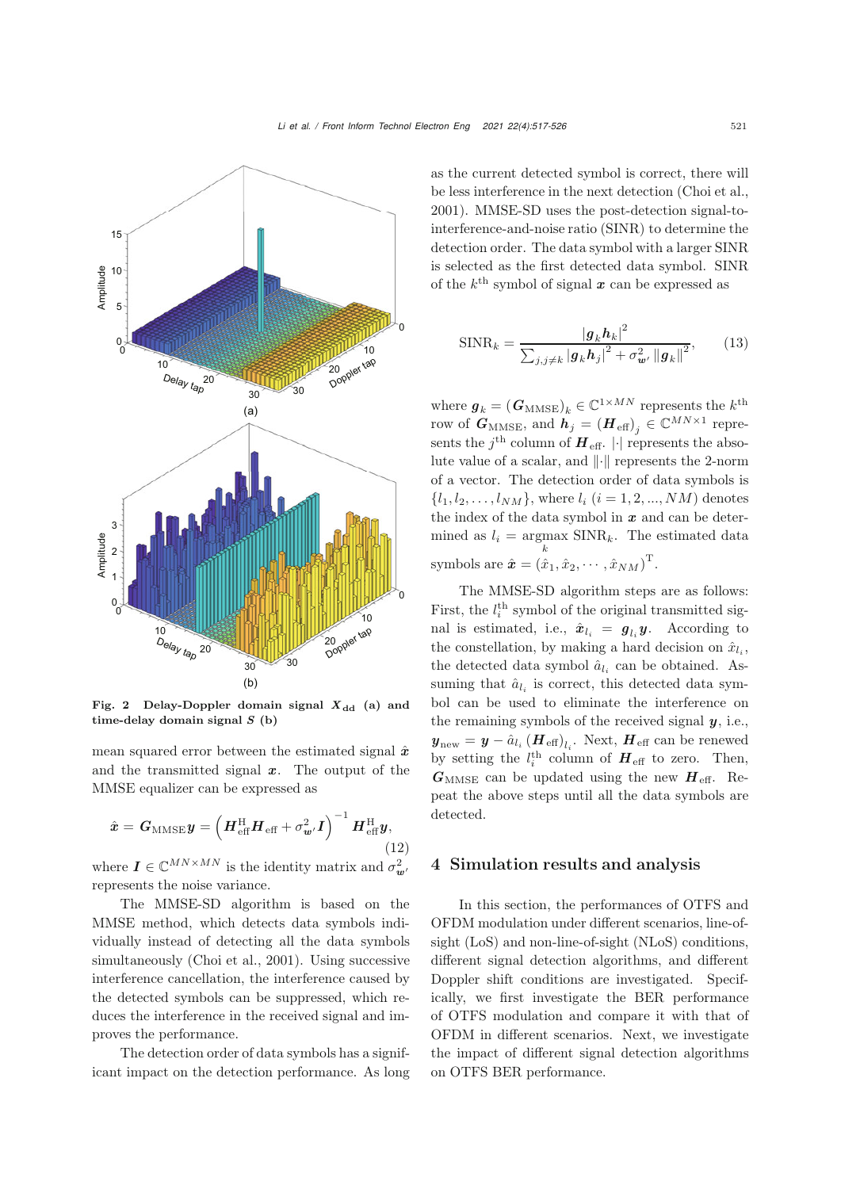Fig. 2 Delay-Doppler domain signal $\boldsymbol{X}_{\rm dd}$ (a) and time-delay domain signal $\boldsymbol{S}$ (b)

mean squared error between the estimated signal $\hat{\boldsymbol{x}}$ and the transmitted signal $\boldsymbol{x}$. The output of the MMSE equalizer can be expressed as

$$\hat{\boldsymbol{x}} = \boldsymbol{G}_{\rm MMSE}\boldsymbol{y} = \left(\boldsymbol{H}_{\rm eff}^{\rm H}\boldsymbol{H}_{\rm eff} + \sigma_{\boldsymbol{w}'}^2\boldsymbol{I}\right)^{-1}\boldsymbol{H}_{\rm eff}^{\rm H}\boldsymbol{y}, \tag{12}$$

where $\boldsymbol{I} \in \mathbb{C}^{MN\times MN}$ is the identity matrix and $\sigma_{\boldsymbol{w}'}^2$ represents the noise variance.

The MMSE-SD algorithm is based on the MMSE method, which detects data symbols individually instead of detecting all the data symbols simultaneously (Choi et al., 2001). Using successive interference cancellation, the interference caused by the detected symbols can be suppressed, which reduces the interference in the received signal and improves the performance.

The detection order of data symbols has a significant impact on the detection performance. As long as the current detected symbol is correct, there will be less interference in the next detection (Choi et al., 2001). MMSE-SD uses the post-detection signal-to-interference-and-noise ratio (SINR) to determine the detection order. The data symbol with a larger SINR is selected as the first detected data symbol. SINR of the $k^{\rm th}$ symbol of signal $\boldsymbol{x}$ can be expressed as

$$\mathrm{SINR}_k = \frac{|\boldsymbol{g}_k\boldsymbol{h}_k|^2}{\sum_{j,j\neq k}|\boldsymbol{g}_k\boldsymbol{h}_j|^2 + \sigma_{\boldsymbol{w}'}^2\|\boldsymbol{g}_k\|^2}, \tag{13}$$

where $\boldsymbol{g}_k = (\boldsymbol{G}_{\rm MMSE})_k \in \mathbb{C}^{1\times MN}$ represents the $k^{\rm th}$ row of $\boldsymbol{G}_{\rm MMSE}$, and $\boldsymbol{h}_j = (\boldsymbol{H}_{\rm eff})_j \in \mathbb{C}^{MN\times 1}$ represents the $j^{\rm th}$ column of $\boldsymbol{H}_{\rm eff}$. $|\cdot|$ represents the absolute value of a scalar, and $\|\cdot\|$ represents the 2-norm of a vector. The detection order of data symbols is $\{l_1, l_2, \ldots, l_{NM}\}$, where $l_i$ $(i = 1, 2, ..., NM)$ denotes the index of the data symbol in $\boldsymbol{x}$ and can be determined as $l_i = \underset{k}{\operatorname{argmax}}\ \mathrm{SINR}_k$. The estimated data symbols are $\hat{\boldsymbol{x}} = (\hat{x}_1, \hat{x}_2, \cdots, \hat{x}_{NM})^{\rm T}$.

The MMSE-SD algorithm steps are as follows: First, the $l_i^{\rm th}$ symbol of the original transmitted signal is estimated, i.e., $\hat{\boldsymbol{x}}_{l_i} = \boldsymbol{g}_{l_i}\boldsymbol{y}$. According to the constellation, by making a hard decision on $\hat{x}_{l_i}$, the detected data symbol $\hat{a}_{l_i}$ can be obtained. Assuming that $\hat{a}_{l_i}$ is correct, this detected data symbol can be used to eliminate the interference on the remaining symbols of the received signal $\boldsymbol{y}$, i.e., $\boldsymbol{y}_{\rm new} = \boldsymbol{y} - \hat{a}_{l_i}(\boldsymbol{H}_{\rm eff})_{l_i}$. Next, $\boldsymbol{H}_{\rm eff}$ can be renewed by setting the $l_i^{\rm th}$ column of $\boldsymbol{H}_{\rm eff}$ to zero. Then, $\boldsymbol{G}_{\rm MMSE}$ can be updated using the new $\boldsymbol{H}_{\rm eff}$. Repeat the above steps until all the data symbols are detected.

## 4 Simulation results and analysis

In this section, the performances of OTFS and OFDM modulation under different scenarios, line-of-sight (LoS) and non-line-of-sight (NLoS) conditions, different signal detection algorithms, and different Doppler shift conditions are investigated. Specifically, we first investigate the BER performance of OTFS modulation and compare it with that of OFDM in different scenarios. Next, we investigate the impact of different signal detection algorithms on OTFS BER performance.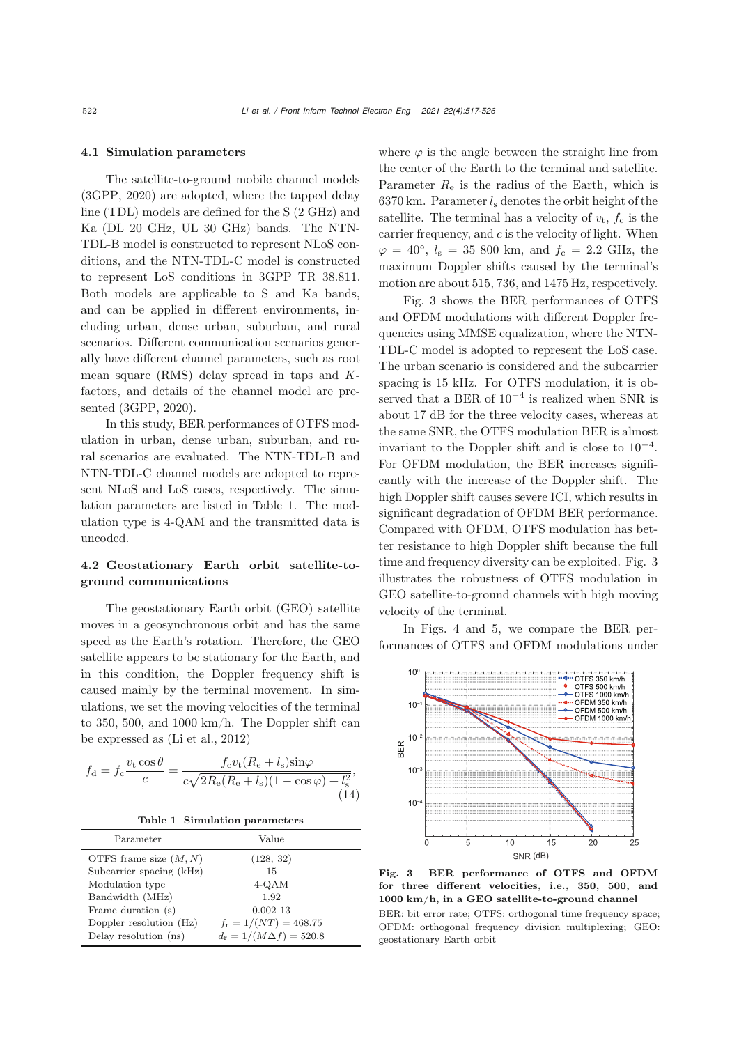### 4.1 Simulation parameters

The satellite-to-ground mobile channel models (3GPP, 2020) are adopted, where the tapped delay line (TDL) models are defined for the S (2 GHz) and Ka (DL 20 GHz, UL 30 GHz) bands. The NTN-TDL-B model is constructed to represent NLoS conditions, and the NTN-TDL-C model is constructed to represent LoS conditions in 3GPP TR 38.811. Both models are applicable to S and Ka bands, and can be applied in different environments, including urban, dense urban, suburban, and rural scenarios. Different communication scenarios generally have different channel parameters, such as root mean square (RMS) delay spread in taps and $K$-factors, and details of the channel model are presented (3GPP, 2020).

In this study, BER performances of OTFS modulation in urban, dense urban, suburban, and rural scenarios are evaluated. The NTN-TDL-B and NTN-TDL-C channel models are adopted to represent NLoS and LoS cases, respectively. The simulation parameters are listed in Table 1. The modulation type is 4-QAM and the transmitted data is uncoded.

### 4.2 Geostationary Earth orbit satellite-to-ground communications

The geostationary Earth orbit (GEO) satellite moves in a geosynchronous orbit and has the same speed as the Earth's rotation. Therefore, the GEO satellite appears to be stationary for the Earth, and in this condition, the Doppler frequency shift is caused mainly by the terminal movement. In simulations, we set the moving velocities of the terminal to 350, 500, and 1000 km/h. The Doppler shift can be expressed as (Li et al., 2012)

$$f_{\rm d} = f_{\rm c}\frac{v_{\rm t}\cos\theta}{c} = \frac{f_{\rm c}v_{\rm t}(R_{\rm e}+l_{\rm s})\sin\varphi}{c\sqrt{2R_{\rm e}(R_{\rm e}+l_{\rm s})(1-\cos\varphi)+l_{\rm s}^2}}, \tag{14}$$

**Table 1 Simulation parameters**

| Parameter | Value |
|---|---|
| OTFS frame size $(M, N)$ | (128, 32) |
| Subcarrier spacing (kHz) | 15 |
| Modulation type | 4-QAM |
| Bandwidth (MHz) | 1.92 |
| Frame duration (s) | 0.002 13 |
| Doppler resolution (Hz) | $f_{\rm r} = 1/(NT) = 468.75$ |
| Delay resolution (ns) | $d_{\rm r} = 1/(M\Delta f) = 520.8$ |

where $\varphi$ is the angle between the straight line from the center of the Earth to the terminal and satellite. Parameter $R_{\rm e}$ is the radius of the Earth, which is 6370 km. Parameter $l_{\rm s}$ denotes the orbit height of the satellite. The terminal has a velocity of $v_{\rm t}$, $f_{\rm c}$ is the carrier frequency, and $c$ is the velocity of light. When $\varphi = 40°$, $l_{\rm s} = 35\ 800$ km, and $f_{\rm c} = 2.2$ GHz, the maximum Doppler shifts caused by the terminal's motion are about 515, 736, and 1475 Hz, respectively.

Fig. 3 shows the BER performances of OTFS and OFDM modulations with different Doppler frequencies using MMSE equalization, where the NTN-TDL-C model is adopted to represent the LoS case. The urban scenario is considered and the subcarrier spacing is 15 kHz. For OTFS modulation, it is observed that a BER of $10^{-4}$ is realized when SNR is about 17 dB for the three velocity cases, whereas at the same SNR, the OTFS modulation BER is almost invariant to the Doppler shift and is close to $10^{-4}$. For OFDM modulation, the BER increases significantly with the increase of the Doppler shift. The high Doppler shift causes severe ICI, which results in significant degradation of OFDM BER performance. Compared with OFDM, OTFS modulation has better resistance to high Doppler shift because the full time and frequency diversity can be exploited. Fig. 3 illustrates the robustness of OTFS modulation in GEO satellite-to-ground channels with high moving velocity of the terminal.

In Figs. 4 and 5, we compare the BER performances of OTFS and OFDM modulations under

**Fig. 3 BER performance of OTFS and OFDM for three different velocities, i.e., 350, 500, and 1000 km/h, in a GEO satellite-to-ground channel**

BER: bit error rate; OTFS: orthogonal time frequency space; OFDM: orthogonal frequency division multiplexing; GEO: geostationary Earth orbit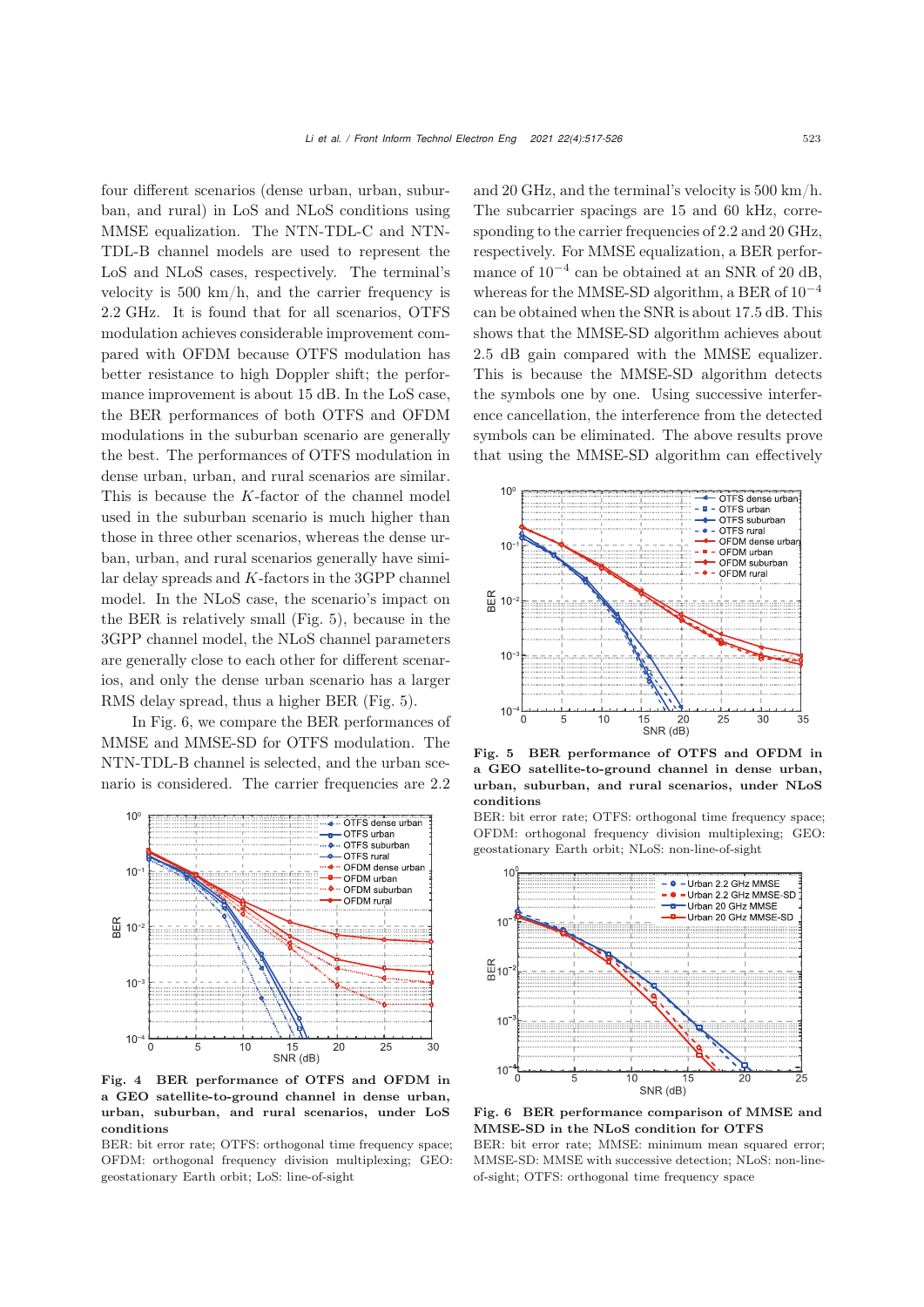four different scenarios (dense urban, urban, suburban, and rural) in LoS and NLoS conditions using MMSE equalization. The NTN-TDL-C and NTN-TDL-B channel models are used to represent the LoS and NLoS cases, respectively. The terminal's velocity is 500 km/h, and the carrier frequency is 2.2 GHz. It is found that for all scenarios, OTFS modulation achieves considerable improvement compared with OFDM because OTFS modulation has better resistance to high Doppler shift; the performance improvement is about 15 dB. In the LoS case, the BER performances of both OTFS and OFDM modulations in the suburban scenario are generally the best. The performances of OTFS modulation in dense urban, urban, and rural scenarios are similar. This is because the $K$-factor of the channel model used in the suburban scenario is much higher than those in three other scenarios, whereas the dense urban, urban, and rural scenarios generally have similar delay spreads and $K$-factors in the 3GPP channel model. In the NLoS case, the scenario's impact on the BER is relatively small (Fig. 5), because in the 3GPP channel model, the NLoS channel parameters are generally close to each other for different scenarios, and only the dense urban scenario has a larger RMS delay spread, thus a higher BER (Fig. 5).

In Fig. 6, we compare the BER performances of MMSE and MMSE-SD for OTFS modulation. The NTN-TDL-B channel is selected, and the urban scenario is considered. The carrier frequencies are 2.2 and 20 GHz, and the terminal's velocity is 500 km/h. The subcarrier spacings are 15 and 60 kHz, corresponding to the carrier frequencies of 2.2 and 20 GHz, respectively. For MMSE equalization, a BER performance of $10^{-4}$ can be obtained at an SNR of 20 dB, whereas for the MMSE-SD algorithm, a BER of $10^{-4}$ can be obtained when the SNR is about 17.5 dB. This shows that the MMSE-SD algorithm achieves about 2.5 dB gain compared with the MMSE equalizer. This is because the MMSE-SD algorithm detects the symbols one by one. Using successive interference cancellation, the interference from the detected symbols can be eliminated. The above results prove that using the MMSE-SD algorithm can effectively

**Fig. 4 BER performance of OTFS and OFDM in a GEO satellite-to-ground channel in dense urban, urban, suburban, and rural scenarios, under LoS conditions**

BER: bit error rate; OTFS: orthogonal time frequency space; OFDM: orthogonal frequency division multiplexing; GEO: geostationary Earth orbit; LoS: line-of-sight

**Fig. 5 BER performance of OTFS and OFDM in a GEO satellite-to-ground channel in dense urban, urban, suburban, and rural scenarios, under NLoS conditions**

BER: bit error rate; OTFS: orthogonal time frequency space; OFDM: orthogonal frequency division multiplexing; GEO: geostationary Earth orbit; NLoS: non-line-of-sight

**Fig. 6 BER performance comparison of MMSE and MMSE-SD in the NLoS condition for OTFS**

BER: bit error rate; MMSE: minimum mean squared error; MMSE-SD: MMSE with successive detection; NLoS: non-line-of-sight; OTFS: orthogonal time frequency space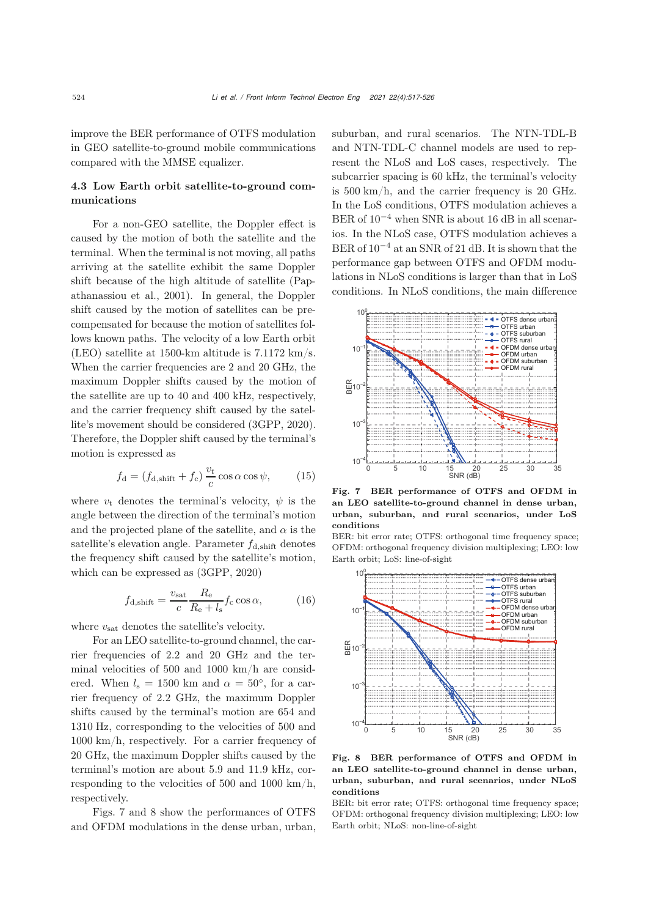improve the BER performance of OTFS modulation in GEO satellite-to-ground mobile communications compared with the MMSE equalizer.

### 4.3 Low Earth orbit satellite-to-ground communications

For a non-GEO satellite, the Doppler effect is caused by the motion of both the satellite and the terminal. When the terminal is not moving, all paths arriving at the satellite exhibit the same Doppler shift because of the high altitude of satellite (Papathanassiou et al., 2001). In general, the Doppler shift caused by the motion of satellites can be pre-compensated for because the motion of satellites follows known paths. The velocity of a low Earth orbit (LEO) satellite at 1500-km altitude is 7.1172 km/s. When the carrier frequencies are 2 and 20 GHz, the maximum Doppler shifts caused by the motion of the satellite are up to 40 and 400 kHz, respectively, and the carrier frequency shift caused by the satellite's movement should be considered (3GPP, 2020). Therefore, the Doppler shift caused by the terminal's motion is expressed as

$$f_{\mathrm{d}} = (f_{\mathrm{d,shift}} + f_{\mathrm{c}}) \frac{v_{\mathrm{t}}}{c} \cos\alpha \cos\psi, \tag{15}$$

where $v_{\mathrm{t}}$ denotes the terminal's velocity, $\psi$ is the angle between the direction of the terminal's motion and the projected plane of the satellite, and $\alpha$ is the satellite's elevation angle. Parameter $f_{\mathrm{d,shift}}$ denotes the frequency shift caused by the satellite's motion, which can be expressed as (3GPP, 2020)

$$f_{\mathrm{d,shift}} = \frac{v_{\mathrm{sat}}}{c} \frac{R_{\mathrm{e}}}{R_{\mathrm{e}} + l_{\mathrm{s}}} f_{\mathrm{c}} \cos\alpha, \tag{16}$$

where $v_{\mathrm{sat}}$ denotes the satellite's velocity.

For an LEO satellite-to-ground channel, the carrier frequencies of 2.2 and 20 GHz and the terminal velocities of 500 and 1000 km/h are considered. When $l_{\mathrm{s}} = 1500$ km and $\alpha = 50°$, for a carrier frequency of 2.2 GHz, the maximum Doppler shifts caused by the terminal's motion are 654 and 1310 Hz, corresponding to the velocities of 500 and 1000 km/h, respectively. For a carrier frequency of 20 GHz, the maximum Doppler shifts caused by the terminal's motion are about 5.9 and 11.9 kHz, corresponding to the velocities of 500 and 1000 km/h, respectively.

Figs. 7 and 8 show the performances of OTFS and OFDM modulations in the dense urban, urban, suburban, and rural scenarios. The NTN-TDL-B and NTN-TDL-C channel models are used to represent the NLoS and LoS cases, respectively. The subcarrier spacing is 60 kHz, the terminal's velocity is 500 km/h, and the carrier frequency is 20 GHz. In the LoS conditions, OTFS modulation achieves a BER of $10^{-4}$ when SNR is about 16 dB in all scenarios. In the NLoS case, OTFS modulation achieves a BER of $10^{-4}$ at an SNR of 21 dB. It is shown that the performance gap between OTFS and OFDM modulations in NLoS conditions is larger than that in LoS conditions. In NLoS conditions, the main difference

**Fig. 7 BER performance of OTFS and OFDM in an LEO satellite-to-ground channel in dense urban, urban, suburban, and rural scenarios, under LoS conditions**

BER: bit error rate; OTFS: orthogonal time frequency space; OFDM: orthogonal frequency division multiplexing; LEO: low Earth orbit; LoS: line-of-sight

**Fig. 8 BER performance of OTFS and OFDM in an LEO satellite-to-ground channel in dense urban, urban, suburban, and rural scenarios, under NLoS conditions**

BER: bit error rate; OTFS: orthogonal time frequency space; OFDM: orthogonal frequency division multiplexing; LEO: low Earth orbit; NLoS: non-line-of-sight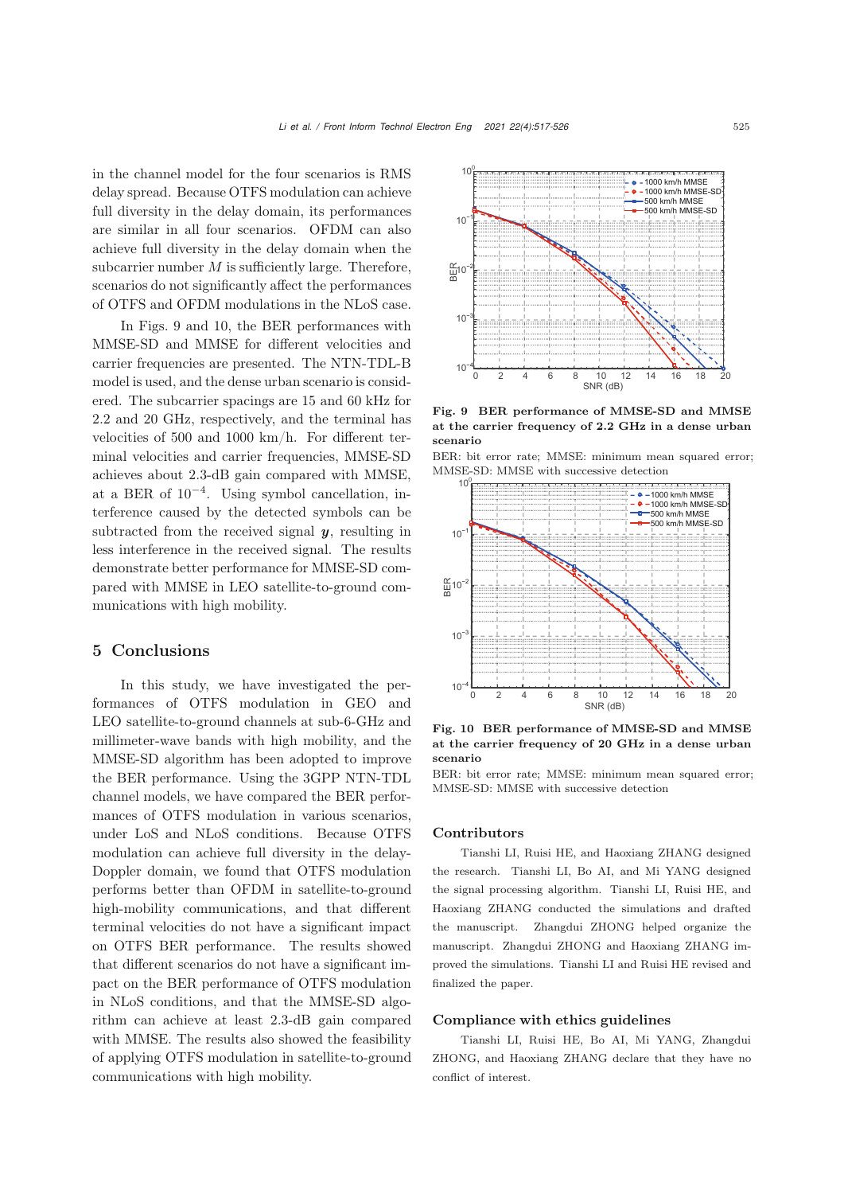in the channel model for the four scenarios is RMS delay spread. Because OTFS modulation can achieve full diversity in the delay domain, its performances are similar in all four scenarios. OFDM can also achieve full diversity in the delay domain when the subcarrier number $M$ is sufficiently large. Therefore, scenarios do not significantly affect the performances of OTFS and OFDM modulations in the NLoS case.

In Figs. 9 and 10, the BER performances with MMSE-SD and MMSE for different velocities and carrier frequencies are presented. The NTN-TDL-B model is used, and the dense urban scenario is considered. The subcarrier spacings are 15 and 60 kHz for 2.2 and 20 GHz, respectively, and the terminal has velocities of 500 and 1000 km/h. For different terminal velocities and carrier frequencies, MMSE-SD achieves about 2.3-dB gain compared with MMSE, at a BER of $10^{-4}$. Using symbol cancellation, interference caused by the detected symbols can be subtracted from the received signal $\boldsymbol{y}$, resulting in less interference in the received signal. The results demonstrate better performance for MMSE-SD compared with MMSE in LEO satellite-to-ground communications with high mobility.

**Fig. 9 BER performance of MMSE-SD and MMSE at the carrier frequency of 2.2 GHz in a dense urban scenario**

BER: bit error rate; MMSE: minimum mean squared error; MMSE-SD: MMSE with successive detection

**Fig. 10 BER performance of MMSE-SD and MMSE at the carrier frequency of 20 GHz in a dense urban scenario**

BER: bit error rate; MMSE: minimum mean squared error; MMSE-SD: MMSE with successive detection

## 5 Conclusions

In this study, we have investigated the performances of OTFS modulation in GEO and LEO satellite-to-ground channels at sub-6-GHz and millimeter-wave bands with high mobility, and the MMSE-SD algorithm has been adopted to improve the BER performance. Using the 3GPP NTN-TDL channel models, we have compared the BER performances of OTFS modulation in various scenarios, under LoS and NLoS conditions. Because OTFS modulation can achieve full diversity in the delay-Doppler domain, we found that OTFS modulation performs better than OFDM in satellite-to-ground high-mobility communications, and that different terminal velocities do not have a significant impact on OTFS BER performance. The results showed that different scenarios do not have a significant impact on the BER performance of OTFS modulation in NLoS conditions, and that the MMSE-SD algorithm can achieve at least 2.3-dB gain compared with MMSE. The results also showed the feasibility of applying OTFS modulation in satellite-to-ground communications with high mobility.

## Contributors

Tianshi LI, Ruisi HE, and Haoxiang ZHANG designed the research. Tianshi LI, Bo AI, and Mi YANG designed the signal processing algorithm. Tianshi LI, Ruisi HE, and Haoxiang ZHANG conducted the simulations and drafted the manuscript. Zhangdui ZHONG helped organize the manuscript. Zhangdui ZHONG and Haoxiang ZHANG improved the simulations. Tianshi LI and Ruisi HE revised and finalized the paper.

## Compliance with ethics guidelines

Tianshi LI, Ruisi HE, Bo AI, Mi YANG, Zhangdui ZHONG, and Haoxiang ZHANG declare that they have no conflict of interest.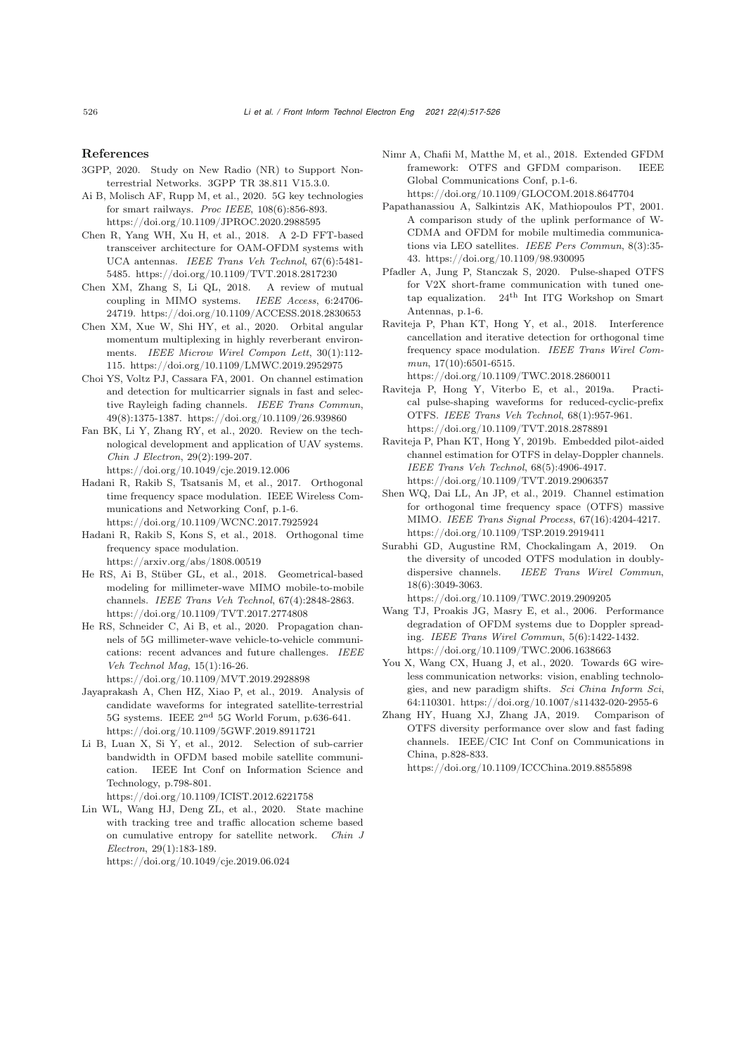## References

3GPP, 2020. Study on New Radio (NR) to Support Non-terrestrial Networks. 3GPP TR 38.811 V15.3.0.

Ai B, Molisch AF, Rupp M, et al., 2020. 5G key technologies for smart railways. *Proc IEEE*, 108(6):856-893. https://doi.org/10.1109/JPROC.2020.2988595

Chen R, Yang WH, Xu H, et al., 2018. A 2-D FFT-based transceiver architecture for OAM-OFDM systems with UCA antennas. *IEEE Trans Veh Technol*, 67(6):5481-5485. https://doi.org/10.1109/TVT.2018.2817230

Chen XM, Zhang S, Li QL, 2018. A review of mutual coupling in MIMO systems. *IEEE Access*, 6:24706-24719. https://doi.org/10.1109/ACCESS.2018.2830653

Chen XM, Xue W, Shi HY, et al., 2020. Orbital angular momentum multiplexing in highly reverberant environments. *IEEE Microw Wirel Compon Lett*, 30(1):112-115. https://doi.org/10.1109/LMWC.2019.2952975

Choi YS, Voltz PJ, Cassara FA, 2001. On channel estimation and detection for multicarrier signals in fast and selective Rayleigh fading channels. *IEEE Trans Commun*, 49(8):1375-1387. https://doi.org/10.1109/26.939860

Fan BK, Li Y, Zhang RY, et al., 2020. Review on the technological development and application of UAV systems. *Chin J Electron*, 29(2):199-207. https://doi.org/10.1049/cje.2019.12.006

Hadani R, Rakib S, Tsatsanis M, et al., 2017. Orthogonal time frequency space modulation. IEEE Wireless Communications and Networking Conf, p.1-6. https://doi.org/10.1109/WCNC.2017.7925924

Hadani R, Rakib S, Kons S, et al., 2018. Orthogonal time frequency space modulation. https://arxiv.org/abs/1808.00519

He RS, Ai B, Stüber GL, et al., 2018. Geometrical-based modeling for millimeter-wave MIMO mobile-to-mobile channels. *IEEE Trans Veh Technol*, 67(4):2848-2863. https://doi.org/10.1109/TVT.2017.2774808

He RS, Schneider C, Ai B, et al., 2020. Propagation channels of 5G millimeter-wave vehicle-to-vehicle communications: recent advances and future challenges. *IEEE Veh Technol Mag*, 15(1):16-26. https://doi.org/10.1109/MVT.2019.2928898

Jayaprakash A, Chen HZ, Xiao P, et al., 2019. Analysis of candidate waveforms for integrated satellite-terrestrial 5G systems. IEEE 2nd 5G World Forum, p.636-641. https://doi.org/10.1109/5GWF.2019.8911721

Li B, Luan X, Si Y, et al., 2012. Selection of sub-carrier bandwidth in OFDM based mobile satellite communication. IEEE Int Conf on Information Science and Technology, p.798-801. https://doi.org/10.1109/ICIST.2012.6221758

Lin WL, Wang HJ, Deng ZL, et al., 2020. State machine with tracking tree and traffic allocation scheme based on cumulative entropy for satellite network. *Chin J Electron*, 29(1):183-189. https://doi.org/10.1049/cje.2019.06.024

Nimr A, Chafii M, Matthe M, et al., 2018. Extended GFDM framework: OTFS and GFDM comparison. IEEE Global Communications Conf, p.1-6. https://doi.org/10.1109/GLOCOM.2018.8647704

Papathanassiou A, Salkintzis AK, Mathiopoulos PT, 2001. A comparison study of the uplink performance of W-CDMA and OFDM for mobile multimedia communications via LEO satellites. *IEEE Pers Commun*, 8(3):35-43. https://doi.org/10.1109/98.930095

Pfadler A, Jung P, Stanczak S, 2020. Pulse-shaped OTFS for V2X short-frame communication with tuned one-tap equalization. 24th Int ITG Workshop on Smart Antennas, p.1-6.

Raviteja P, Phan KT, Hong Y, et al., 2018. Interference cancellation and iterative detection for orthogonal time frequency space modulation. *IEEE Trans Wirel Commun*, 17(10):6501-6515. https://doi.org/10.1109/TWC.2018.2860011

Raviteja P, Hong Y, Viterbo E, et al., 2019a. Practical pulse-shaping waveforms for reduced-cyclic-prefix OTFS. *IEEE Trans Veh Technol*, 68(1):957-961. https://doi.org/10.1109/TVT.2018.2878891

Raviteja P, Phan KT, Hong Y, 2019b. Embedded pilot-aided channel estimation for OTFS in delay-Doppler channels. *IEEE Trans Veh Technol*, 68(5):4906-4917. https://doi.org/10.1109/TVT.2019.2906357

Shen WQ, Dai LL, An JP, et al., 2019. Channel estimation for orthogonal time frequency space (OTFS) massive MIMO. *IEEE Trans Signal Process*, 67(16):4204-4217. https://doi.org/10.1109/TSP.2019.2919411

Surabhi GD, Augustine RM, Chockalingam A, 2019. On the diversity of uncoded OTFS modulation in doubly-dispersive channels. *IEEE Trans Wirel Commun*, 18(6):3049-3063. https://doi.org/10.1109/TWC.2019.2909205

Wang TJ, Proakis JG, Masry E, et al., 2006. Performance degradation of OFDM systems due to Doppler spreading. *IEEE Trans Wirel Commun*, 5(6):1422-1432. https://doi.org/10.1109/TWC.2006.1638663

You X, Wang CX, Huang J, et al., 2020. Towards 6G wireless communication networks: vision, enabling technologies, and new paradigm shifts. *Sci China Inform Sci*, 64:110301. https://doi.org/10.1007/s11432-020-2955-6

Zhang HY, Huang XJ, Zhang JA, 2019. Comparison of OTFS diversity performance over slow and fast fading channels. IEEE/CIC Int Conf on Communications in China, p.828-833. https://doi.org/10.1109/ICCChina.2019.8855898